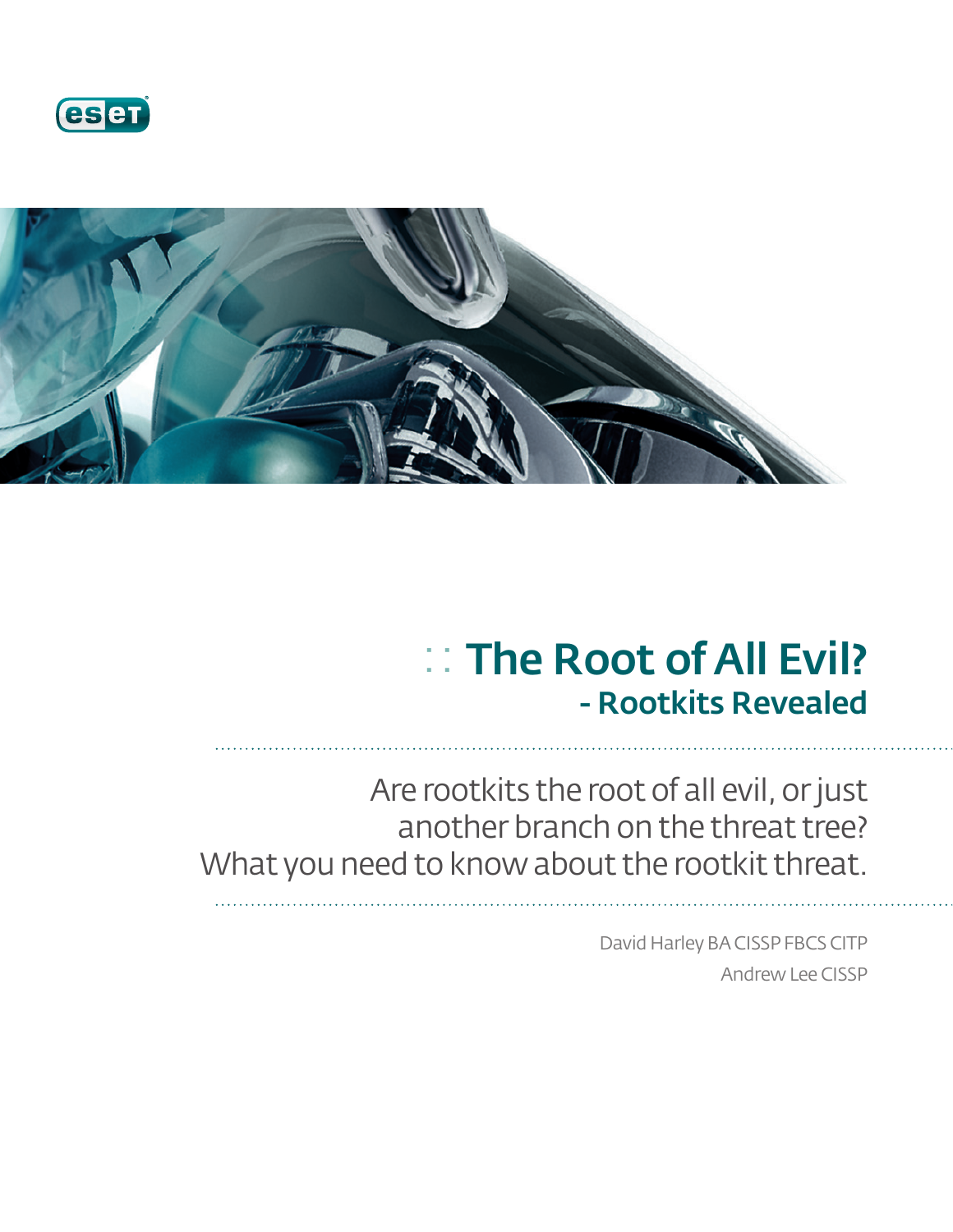# The Root of All Evil?

## - Rootkits Revealed

Are rootkits the root of all evil, or just another branch on the threat tree? What you need to know about the rootkit threat.

David Harley BA CISSP FBCS CITP

Andrew Lee CISSP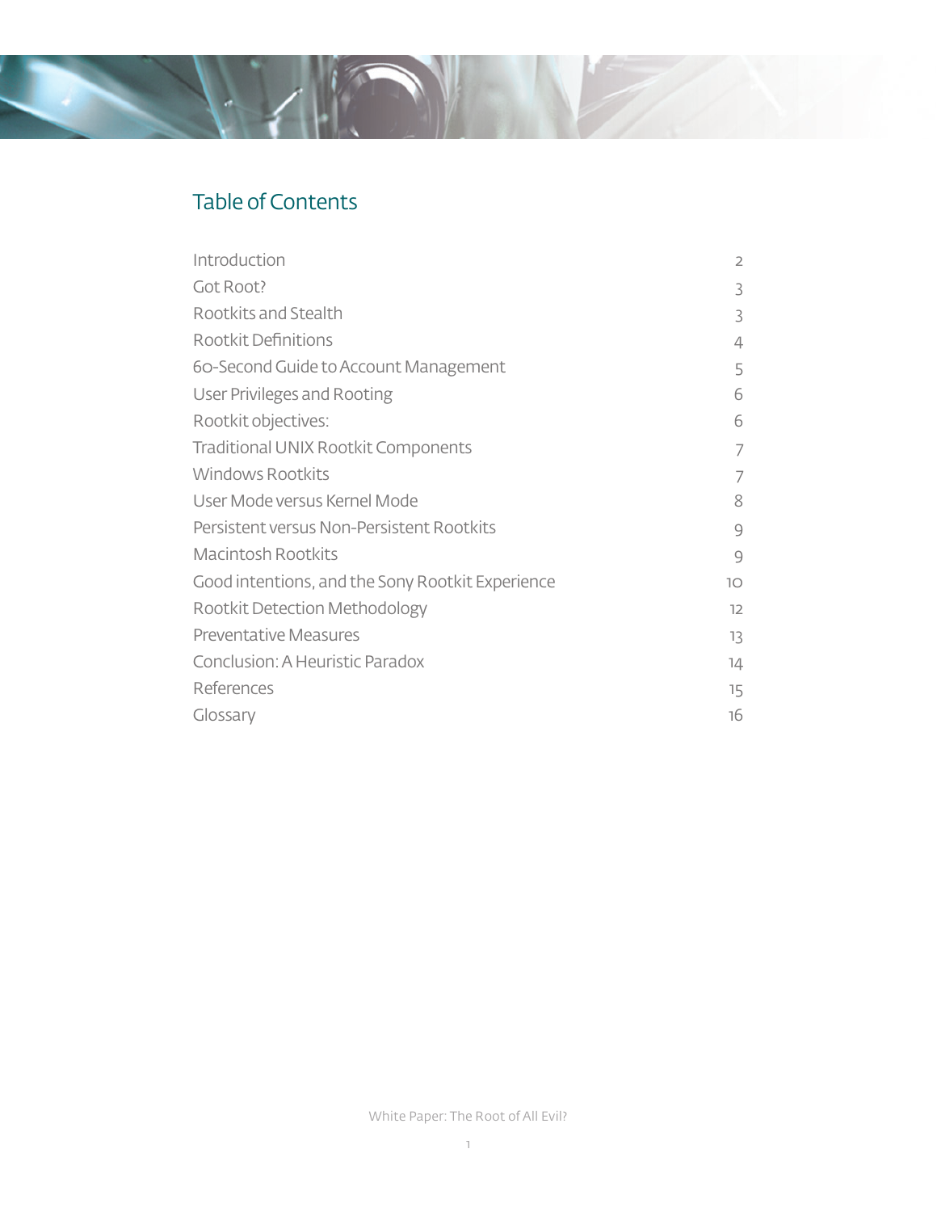## Table of Contents

| | |
|---|---|
| Introduction | 2 |
| Got Root? | 3 |
| Rootkits and Stealth | 3 |
| Rootkit Definitions | 4 |
| 60-Second Guide to Account Management | 5 |
| User Privileges and Rooting | 6 |
| Rootkit objectives: | 6 |
| Traditional UNIX Rootkit Components | 7 |
| Windows Rootkits | 7 |
| User Mode versus Kernel Mode | 8 |
| Persistent versus Non-Persistent Rootkits | 9 |
| Macintosh Rootkits | 9 |
| Good intentions, and the Sony Rootkit Experience | 10 |
| Rootkit Detection Methodology | 12 |
| Preventative Measures | 13 |
| Conclusion: A Heuristic Paradox | 14 |
| References | 15 |
| Glossary | 16 |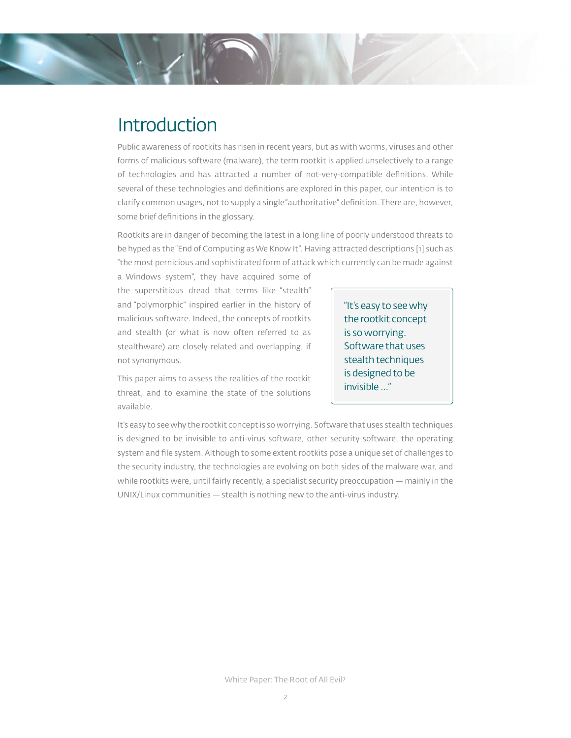# Introduction

Public awareness of rootkits has risen in recent years, but as with worms, viruses and other forms of malicious software (malware), the term rootkit is applied unselectively to a range of technologies and has attracted a number of not-very-compatible definitions. While several of these technologies and definitions are explored in this paper, our intention is to clarify common usages, not to supply a single "authoritative" definition. There are, however, some brief definitions in the glossary.

Rootkits are in danger of becoming the latest in a long line of poorly understood threats to be hyped as the "End of Computing as We Know It". Having attracted descriptions [1] such as "the most pernicious and sophisticated form of attack which currently can be made against a Windows system", they have acquired some of the superstitious dread that terms like "stealth" and "polymorphic" inspired earlier in the history of malicious software. Indeed, the concepts of rootkits and stealth (or what is now often referred to as stealthware) are closely related and overlapping, if not synonymous.

This paper aims to assess the realities of the rootkit threat, and to examine the state of the solutions available.

> "It's easy to see why the rootkit concept is so worrying. Software that uses stealth techniques is designed to be invisible ..."

It's easy to see why the rootkit concept is so worrying. Software that uses stealth techniques is designed to be invisible to anti-virus software, other security software, the operating system and file system. Although to some extent rootkits pose a unique set of challenges to the security industry, the technologies are evolving on both sides of the malware war, and while rootkits were, until fairly recently, a specialist security preoccupation — mainly in the UNIX/Linux communities — stealth is nothing new to the anti-virus industry.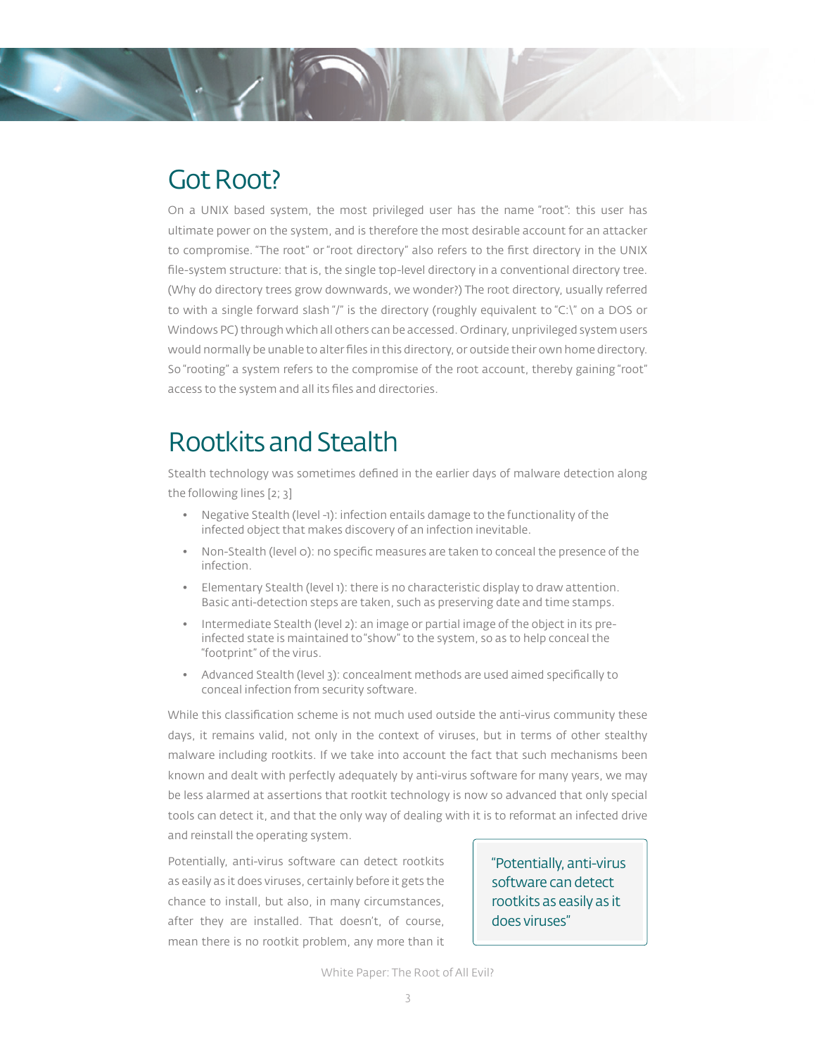## Got Root?

On a UNIX based system, the most privileged user has the name "root": this user has ultimate power on the system, and is therefore the most desirable account for an attacker to compromise. "The root" or "root directory" also refers to the first directory in the UNIX file-system structure: that is, the single top-level directory in a conventional directory tree. (Why do directory trees grow downwards, we wonder?) The root directory, usually referred to with a single forward slash "/" is the directory (roughly equivalent to "C:\" on a DOS or Windows PC) through which all others can be accessed. Ordinary, unprivileged system users would normally be unable to alter files in this directory, or outside their own home directory. So "rooting" a system refers to the compromise of the root account, thereby gaining "root" access to the system and all its files and directories.

## Rootkits and Stealth

Stealth technology was sometimes defined in the earlier days of malware detection along the following lines [2; 3]

- Negative Stealth (level -1): infection entails damage to the functionality of the infected object that makes discovery of an infection inevitable.
- Non-Stealth (level 0): no specific measures are taken to conceal the presence of the infection.
- Elementary Stealth (level 1): there is no characteristic display to draw attention. Basic anti-detection steps are taken, such as preserving date and time stamps.
- Intermediate Stealth (level 2): an image or partial image of the object in its pre-infected state is maintained to "show" to the system, so as to help conceal the "footprint" of the virus.
- Advanced Stealth (level 3): concealment methods are used aimed specifically to conceal infection from security software.

While this classification scheme is not much used outside the anti-virus community these days, it remains valid, not only in the context of viruses, but in terms of other stealthy malware including rootkits. If we take into account the fact that such mechanisms been known and dealt with perfectly adequately by anti-virus software for many years, we may be less alarmed at assertions that rootkit technology is now so advanced that only special tools can detect it, and that the only way of dealing with it is to reformat an infected drive and reinstall the operating system.

> "Potentially, anti-virus software can detect rootkits as easily as it does viruses"

Potentially, anti-virus software can detect rootkits as easily as it does viruses, certainly before it gets the chance to install, but also, in many circumstances, after they are installed. That doesn't, of course, mean there is no rootkit problem, any more than it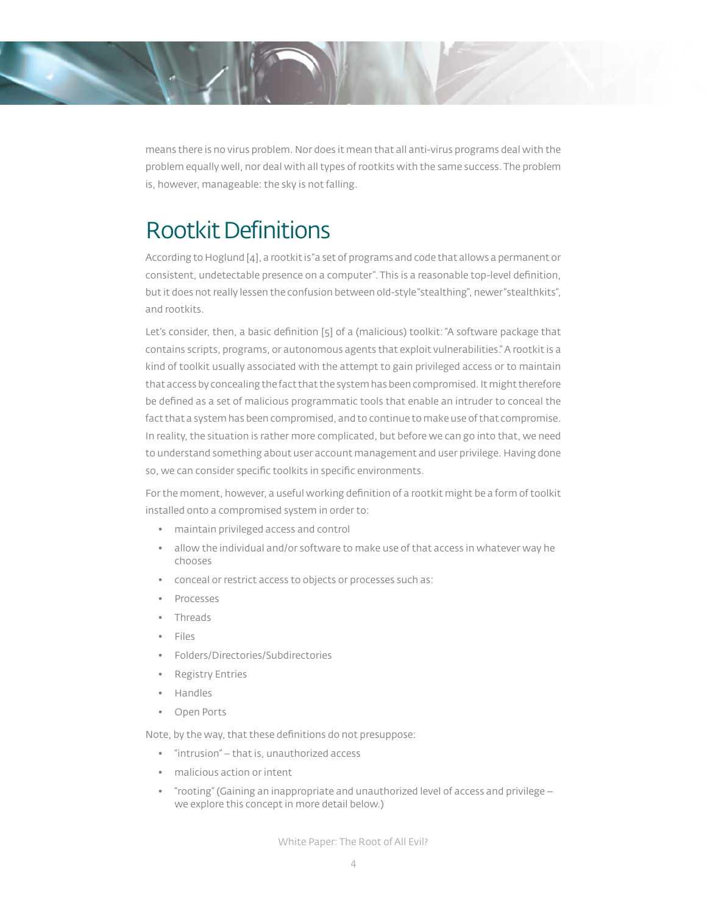means there is no virus problem. Nor does it mean that all anti-virus programs deal with the problem equally well, nor deal with all types of rootkits with the same success. The problem is, however, manageable: the sky is not falling.

## Rootkit Definitions

According to Hoglund [4], a rootkit is "a set of programs and code that allows a permanent or consistent, undetectable presence on a computer". This is a reasonable top-level definition, but it does not really lessen the confusion between old-style "stealthing", newer "stealthkits", and rootkits.

Let's consider, then, a basic definition [5] of a (malicious) toolkit: "A software package that contains scripts, programs, or autonomous agents that exploit vulnerabilities." A rootkit is a kind of toolkit usually associated with the attempt to gain privileged access or to maintain that access by concealing the fact that the system has been compromised. It might therefore be defined as a set of malicious programmatic tools that enable an intruder to conceal the fact that a system has been compromised, and to continue to make use of that compromise. In reality, the situation is rather more complicated, but before we can go into that, we need to understand something about user account management and user privilege. Having done so, we can consider specific toolkits in specific environments.

For the moment, however, a useful working definition of a rootkit might be a form of toolkit installed onto a compromised system in order to:

- maintain privileged access and control
- allow the individual and/or software to make use of that access in whatever way he chooses
- conceal or restrict access to objects or processes such as:
- Processes
- Threads
- Files
- Folders/Directories/Subdirectories
- Registry Entries
- Handles
- Open Ports

Note, by the way, that these definitions do not presuppose:

- "intrusion" – that is, unauthorized access
- malicious action or intent
- "rooting" (Gaining an inappropriate and unauthorized level of access and privilege – we explore this concept in more detail below.)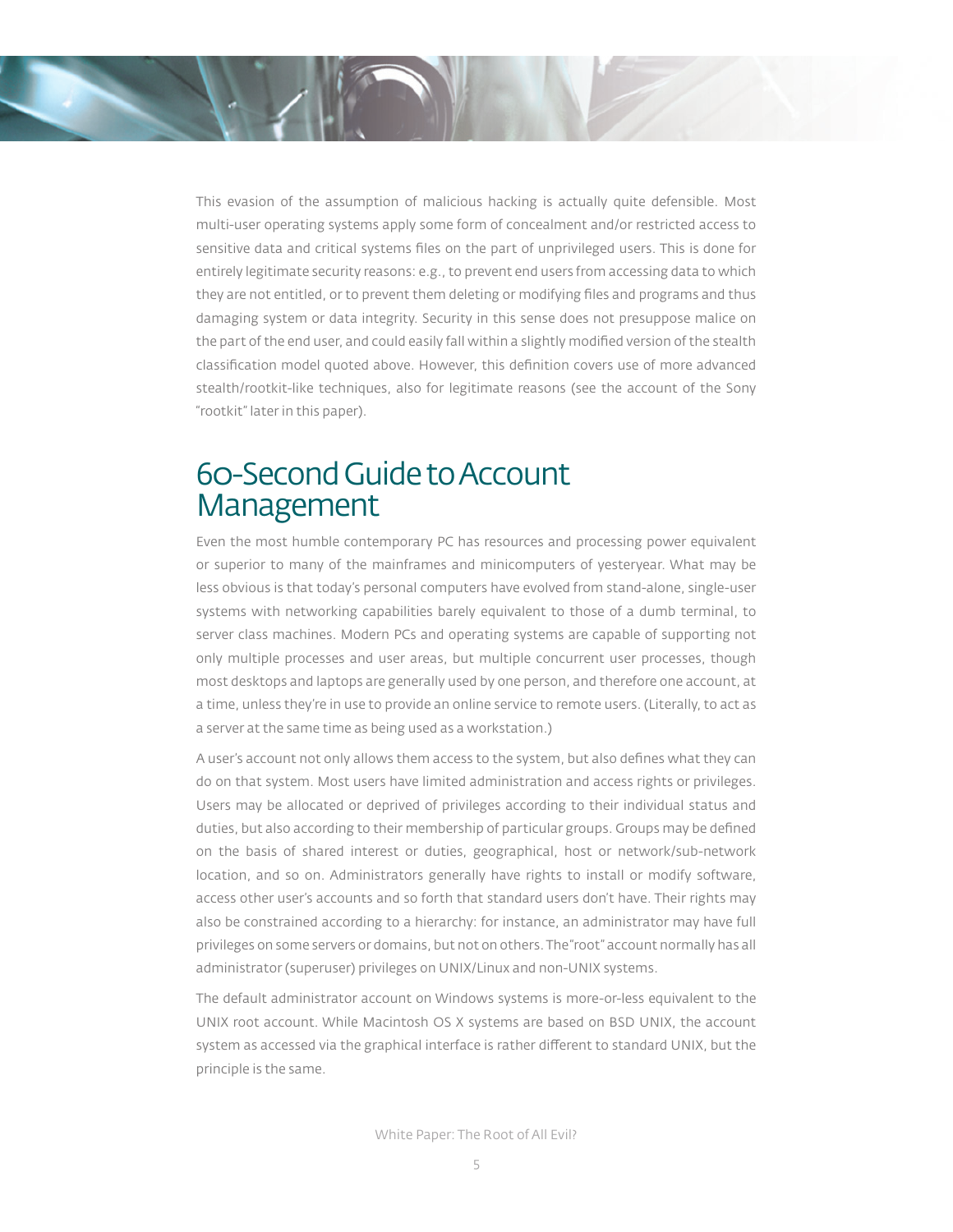This evasion of the assumption of malicious hacking is actually quite defensible. Most multi-user operating systems apply some form of concealment and/or restricted access to sensitive data and critical systems files on the part of unprivileged users. This is done for entirely legitimate security reasons: e.g., to prevent end users from accessing data to which they are not entitled, or to prevent them deleting or modifying files and programs and thus damaging system or data integrity. Security in this sense does not presuppose malice on the part of the end user, and could easily fall within a slightly modified version of the stealth classification model quoted above. However, this definition covers use of more advanced stealth/rootkit-like techniques, also for legitimate reasons (see the account of the Sony "rootkit" later in this paper).

## 60-Second Guide to Account Management

Even the most humble contemporary PC has resources and processing power equivalent or superior to many of the mainframes and minicomputers of yesteryear. What may be less obvious is that today's personal computers have evolved from stand-alone, single-user systems with networking capabilities barely equivalent to those of a dumb terminal, to server class machines. Modern PCs and operating systems are capable of supporting not only multiple processes and user areas, but multiple concurrent user processes, though most desktops and laptops are generally used by one person, and therefore one account, at a time, unless they're in use to provide an online service to remote users. (Literally, to act as a server at the same time as being used as a workstation.)

A user's account not only allows them access to the system, but also defines what they can do on that system. Most users have limited administration and access rights or privileges. Users may be allocated or deprived of privileges according to their individual status and duties, but also according to their membership of particular groups. Groups may be defined on the basis of shared interest or duties, geographical, host or network/sub-network location, and so on. Administrators generally have rights to install or modify software, access other user's accounts and so forth that standard users don't have. Their rights may also be constrained according to a hierarchy: for instance, an administrator may have full privileges on some servers or domains, but not on others. The "root" account normally has all administrator (superuser) privileges on UNIX/Linux and non-UNIX systems.

The default administrator account on Windows systems is more-or-less equivalent to the UNIX root account. While Macintosh OS X systems are based on BSD UNIX, the account system as accessed via the graphical interface is rather different to standard UNIX, but the principle is the same.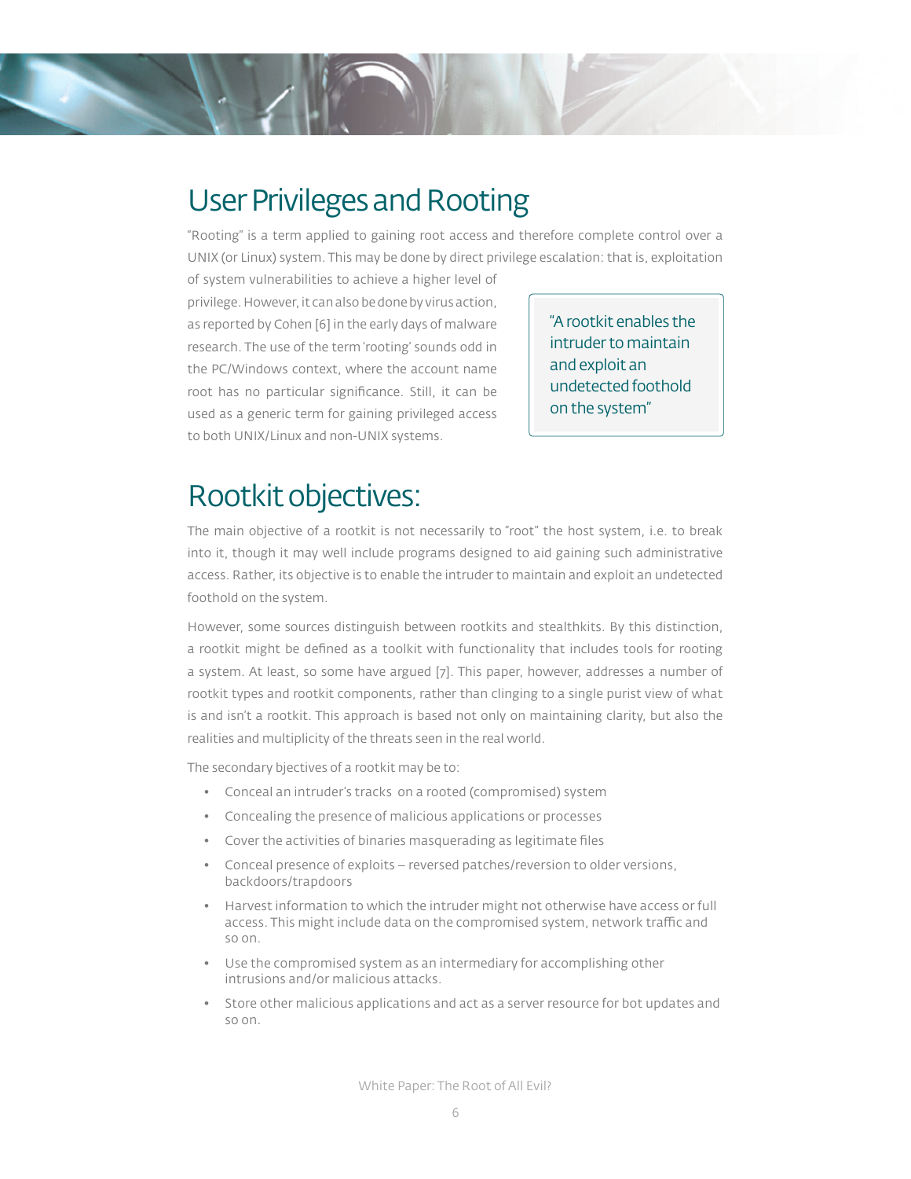# User Privileges and Rooting

"Rooting" is a term applied to gaining root access and therefore complete control over a UNIX (or Linux) system. This may be done by direct privilege escalation: that is, exploitation of system vulnerabilities to achieve a higher level of privilege. However, it can also be done by virus action, as reported by Cohen [6] in the early days of malware research. The use of the term 'rooting' sounds odd in the PC/Windows context, where the account name root has no particular significance. Still, it can be used as a generic term for gaining privileged access to both UNIX/Linux and non-UNIX systems.

> "A rootkit enables the intruder to maintain and exploit an undetected foothold on the system"

# Rootkit objectives:

The main objective of a rootkit is not necessarily to "root" the host system, i.e. to break into it, though it may well include programs designed to aid gaining such administrative access. Rather, its objective is to enable the intruder to maintain and exploit an undetected foothold on the system.

However, some sources distinguish between rootkits and stealthkits. By this distinction, a rootkit might be defined as a toolkit with functionality that includes tools for rooting a system. At least, so some have argued [7]. This paper, however, addresses a number of rootkit types and rootkit components, rather than clinging to a single purist view of what is and isn't a rootkit. This approach is based not only on maintaining clarity, but also the realities and multiplicity of the threats seen in the real world.

The secondary bjectives of a rootkit may be to:

- Conceal an intruder's tracks on a rooted (compromised) system
- Concealing the presence of malicious applications or processes
- Cover the activities of binaries masquerading as legitimate files
- Conceal presence of exploits – reversed patches/reversion to older versions, backdoors/trapdoors
- Harvest information to which the intruder might not otherwise have access or full access. This might include data on the compromised system, network traffic and so on.
- Use the compromised system as an intermediary for accomplishing other intrusions and/or malicious attacks.
- Store other malicious applications and act as a server resource for bot updates and so on.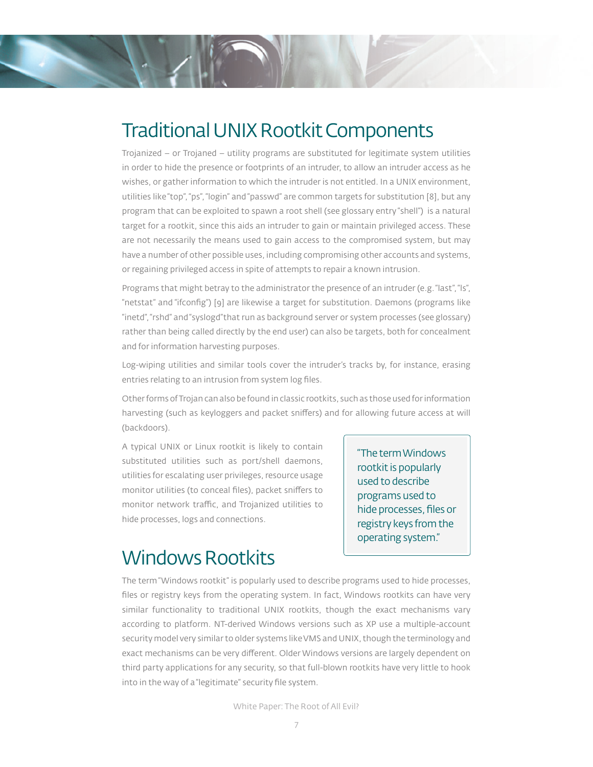## Traditional UNIX Rootkit Components

Trojanized – or Trojaned – utility programs are substituted for legitimate system utilities in order to hide the presence or footprints of an intruder, to allow an intruder access as he wishes, or gather information to which the intruder is not entitled. In a UNIX environment, utilities like "top", "ps", "login" and "passwd" are common targets for substitution [8], but any program that can be exploited to spawn a root shell (see glossary entry "shell") is a natural target for a rootkit, since this aids an intruder to gain or maintain privileged access. These are not necessarily the means used to gain access to the compromised system, but may have a number of other possible uses, including compromising other accounts and systems, or regaining privileged access in spite of attempts to repair a known intrusion.

Programs that might betray to the administrator the presence of an intruder (e.g. "last", "ls", "netstat" and "ifconfig") [9] are likewise a target for substitution. Daemons (programs like "inetd", "rshd" and "syslogd" that run as background server or system processes (see glossary) rather than being called directly by the end user) can also be targets, both for concealment and for information harvesting purposes.

Log-wiping utilities and similar tools cover the intruder's tracks by, for instance, erasing entries relating to an intrusion from system log files.

Other forms of Trojan can also be found in classic rootkits, such as those used for information harvesting (such as keyloggers and packet sniffers) and for allowing future access at will (backdoors).

A typical UNIX or Linux rootkit is likely to contain substituted utilities such as port/shell daemons, utilities for escalating user privileges, resource usage monitor utilities (to conceal files), packet sniffers to monitor network traffic, and Trojanized utilities to hide processes, logs and connections.

> "The term Windows rootkit is popularly used to describe programs used to hide processes, files or registry keys from the operating system."

## Windows Rootkits

The term "Windows rootkit" is popularly used to describe programs used to hide processes, files or registry keys from the operating system. In fact, Windows rootkits can have very similar functionality to traditional UNIX rootkits, though the exact mechanisms vary according to platform. NT-derived Windows versions such as XP use a multiple-account security model very similar to older systems like VMS and UNIX, though the terminology and exact mechanisms can be very different. Older Windows versions are largely dependent on third party applications for any security, so that full-blown rootkits have very little to hook into in the way of a "legitimate" security file system.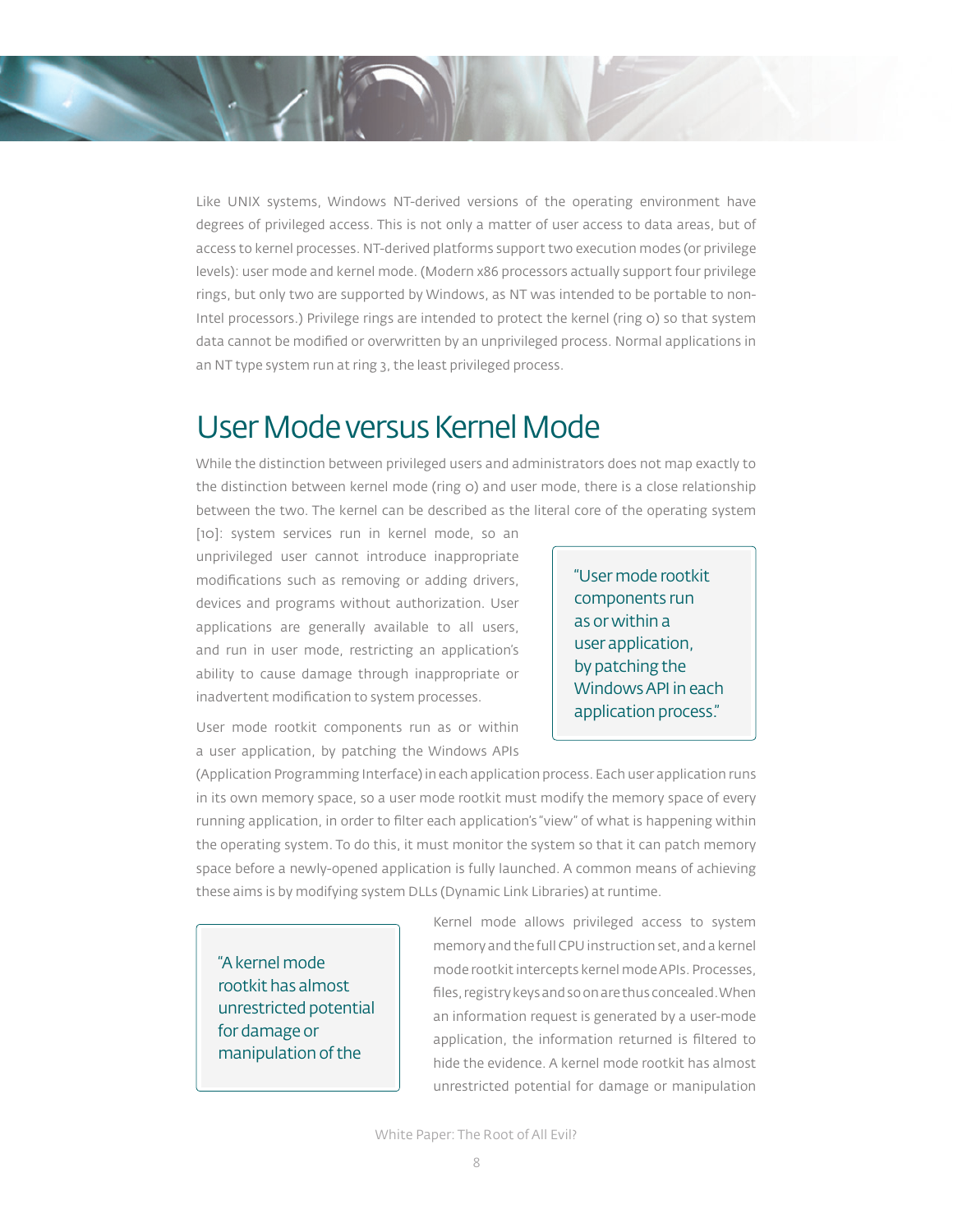Like UNIX systems, Windows NT-derived versions of the operating environment have degrees of privileged access. This is not only a matter of user access to data areas, but of access to kernel processes. NT-derived platforms support two execution modes (or privilege levels): user mode and kernel mode. (Modern x86 processors actually support four privilege rings, but only two are supported by Windows, as NT was intended to be portable to non-Intel processors.) Privilege rings are intended to protect the kernel (ring 0) so that system data cannot be modified or overwritten by an unprivileged process. Normal applications in an NT type system run at ring 3, the least privileged process.

## User Mode versus Kernel Mode

While the distinction between privileged users and administrators does not map exactly to the distinction between kernel mode (ring 0) and user mode, there is a close relationship between the two. The kernel can be described as the literal core of the operating system [10]: system services run in kernel mode, so an unprivileged user cannot introduce inappropriate modifications such as removing or adding drivers, devices and programs without authorization. User applications are generally available to all users, and run in user mode, restricting an application's ability to cause damage through inappropriate or inadvertent modification to system processes.

> "User mode rootkit components run as or within a user application, by patching the Windows API in each application process."

User mode rootkit components run as or within a user application, by patching the Windows APIs (Application Programming Interface) in each application process. Each user application runs in its own memory space, so a user mode rootkit must modify the memory space of every running application, in order to filter each application's "view" of what is happening within the operating system. To do this, it must monitor the system so that it can patch memory space before a newly-opened application is fully launched. A common means of achieving these aims is by modifying system DLLs (Dynamic Link Libraries) at runtime.

> "A kernel mode rootkit has almost unrestricted potential for damage or manipulation of the

Kernel mode allows privileged access to system memory and the full CPU instruction set, and a kernel mode rootkit intercepts kernel mode APIs. Processes, files, registry keys and so on are thus concealed. When an information request is generated by a user-mode application, the information returned is filtered to hide the evidence. A kernel mode rootkit has almost unrestricted potential for damage or manipulation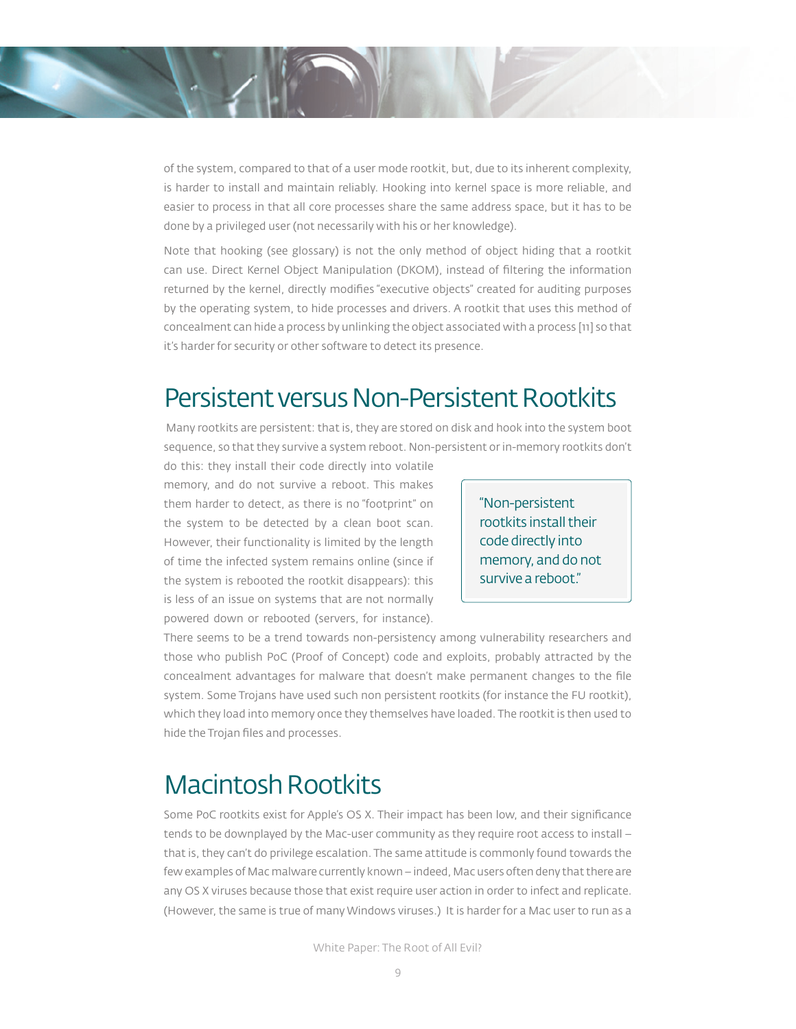of the system, compared to that of a user mode rootkit, but, due to its inherent complexity, is harder to install and maintain reliably. Hooking into kernel space is more reliable, and easier to process in that all core processes share the same address space, but it has to be done by a privileged user (not necessarily with his or her knowledge).

Note that hooking (see glossary) is not the only method of object hiding that a rootkit can use. Direct Kernel Object Manipulation (DKOM), instead of filtering the information returned by the kernel, directly modifies "executive objects" created for auditing purposes by the operating system, to hide processes and drivers. A rootkit that uses this method of concealment can hide a process by unlinking the object associated with a process [11] so that it's harder for security or other software to detect its presence.

## Persistent versus Non-Persistent Rootkits

Many rootkits are persistent: that is, they are stored on disk and hook into the system boot sequence, so that they survive a system reboot. Non-persistent or in-memory rootkits don't do this: they install their code directly into volatile memory, and do not survive a reboot. This makes them harder to detect, as there is no "footprint" on the system to be detected by a clean boot scan. However, their functionality is limited by the length of time the infected system remains online (since if the system is rebooted the rootkit disappears): this is less of an issue on systems that are not normally powered down or rebooted (servers, for instance). There seems to be a trend towards non-persistency among vulnerability researchers and those who publish PoC (Proof of Concept) code and exploits, probably attracted by the concealment advantages for malware that doesn't make permanent changes to the file system. Some Trojans have used such non persistent rootkits (for instance the FU rootkit), which they load into memory once they themselves have loaded. The rootkit is then used to hide the Trojan files and processes.

> "Non-persistent rootkits install their code directly into memory, and do not survive a reboot."

## Macintosh Rootkits

Some PoC rootkits exist for Apple's OS X. Their impact has been low, and their significance tends to be downplayed by the Mac-user community as they require root access to install – that is, they can't do privilege escalation. The same attitude is commonly found towards the few examples of Mac malware currently known – indeed, Mac users often deny that there are any OS X viruses because those that exist require user action in order to infect and replicate. (However, the same is true of many Windows viruses.) It is harder for a Mac user to run as a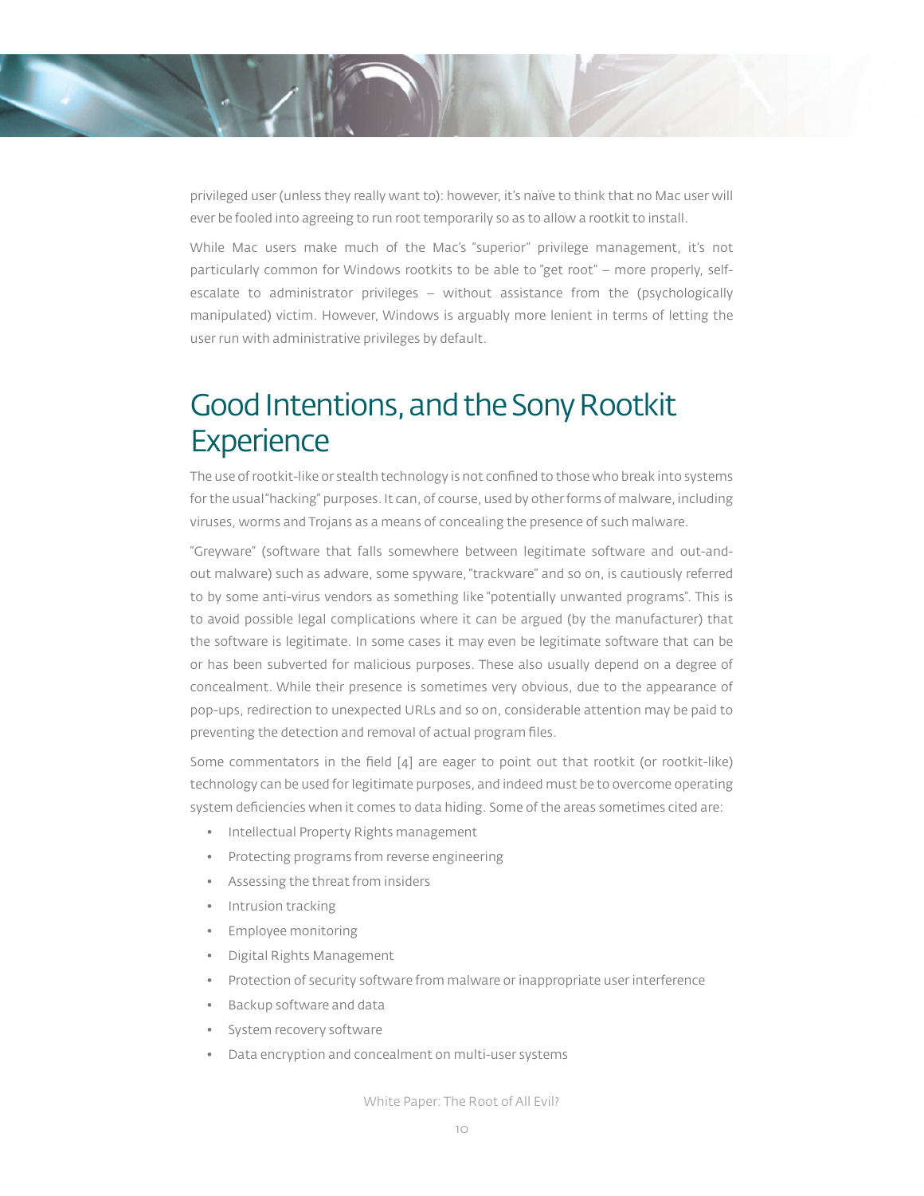privileged user (unless they really want to): however, it's naïve to think that no Mac user will ever be fooled into agreeing to run root temporarily so as to allow a rootkit to install.

While Mac users make much of the Mac's "superior" privilege management, it's not particularly common for Windows rootkits to be able to "get root" – more properly, self-escalate to administrator privileges – without assistance from the (psychologically manipulated) victim. However, Windows is arguably more lenient in terms of letting the user run with administrative privileges by default.

## Good Intentions, and the Sony Rootkit Experience

The use of rootkit-like or stealth technology is not confined to those who break into systems for the usual "hacking" purposes. It can, of course, used by other forms of malware, including viruses, worms and Trojans as a means of concealing the presence of such malware.

"Greyware" (software that falls somewhere between legitimate software and out-and-out malware) such as adware, some spyware, "trackware" and so on, is cautiously referred to by some anti-virus vendors as something like "potentially unwanted programs". This is to avoid possible legal complications where it can be argued (by the manufacturer) that the software is legitimate. In some cases it may even be legitimate software that can be or has been subverted for malicious purposes. These also usually depend on a degree of concealment. While their presence is sometimes very obvious, due to the appearance of pop-ups, redirection to unexpected URLs and so on, considerable attention may be paid to preventing the detection and removal of actual program files.

Some commentators in the field [4] are eager to point out that rootkit (or rootkit-like) technology can be used for legitimate purposes, and indeed must be to overcome operating system deficiencies when it comes to data hiding. Some of the areas sometimes cited are:

- Intellectual Property Rights management
- Protecting programs from reverse engineering
- Assessing the threat from insiders
- Intrusion tracking
- Employee monitoring
- Digital Rights Management
- Protection of security software from malware or inappropriate user interference
- Backup software and data
- System recovery software
- Data encryption and concealment on multi-user systems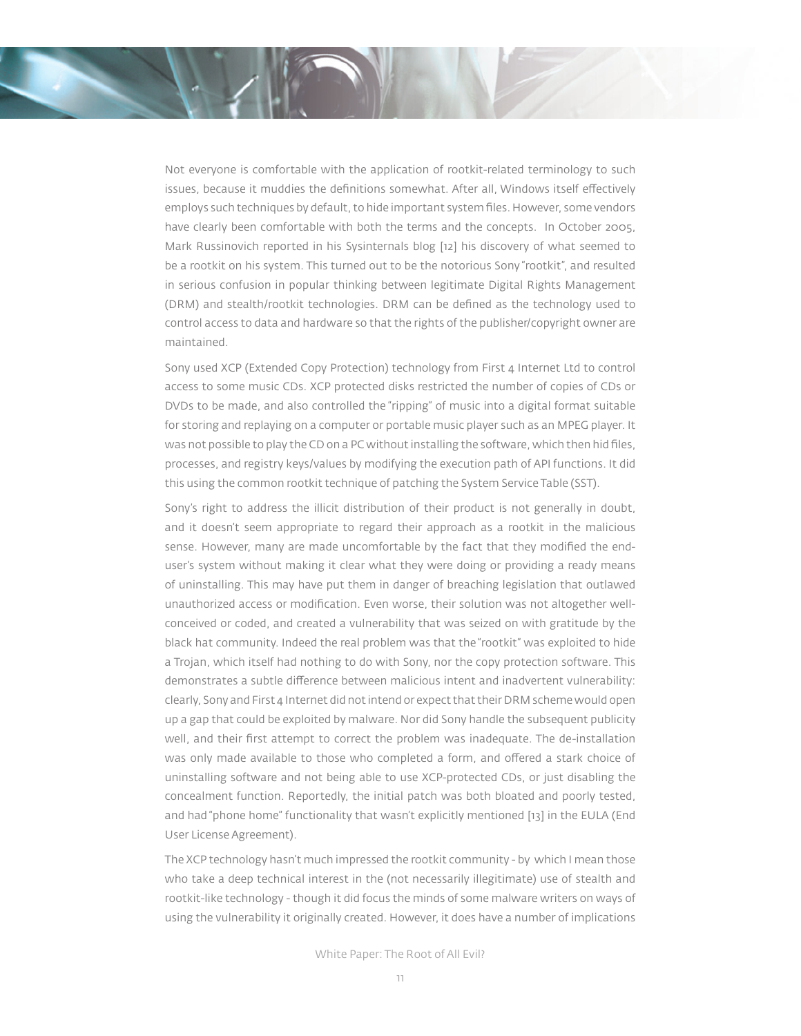Not everyone is comfortable with the application of rootkit-related terminology to such issues, because it muddies the definitions somewhat. After all, Windows itself effectively employs such techniques by default, to hide important system files. However, some vendors have clearly been comfortable with both the terms and the concepts. In October 2005, Mark Russinovich reported in his Sysinternals blog [12] his discovery of what seemed to be a rootkit on his system. This turned out to be the notorious Sony "rootkit", and resulted in serious confusion in popular thinking between legitimate Digital Rights Management (DRM) and stealth/rootkit technologies. DRM can be defined as the technology used to control access to data and hardware so that the rights of the publisher/copyright owner are maintained.

Sony used XCP (Extended Copy Protection) technology from First 4 Internet Ltd to control access to some music CDs. XCP protected disks restricted the number of copies of CDs or DVDs to be made, and also controlled the "ripping" of music into a digital format suitable for storing and replaying on a computer or portable music player such as an MPEG player. It was not possible to play the CD on a PC without installing the software, which then hid files, processes, and registry keys/values by modifying the execution path of API functions. It did this using the common rootkit technique of patching the System Service Table (SST).

Sony's right to address the illicit distribution of their product is not generally in doubt, and it doesn't seem appropriate to regard their approach as a rootkit in the malicious sense. However, many are made uncomfortable by the fact that they modified the end-user's system without making it clear what they were doing or providing a ready means of uninstalling. This may have put them in danger of breaching legislation that outlawed unauthorized access or modification. Even worse, their solution was not altogether well-conceived or coded, and created a vulnerability that was seized on with gratitude by the black hat community. Indeed the real problem was that the "rootkit" was exploited to hide a Trojan, which itself had nothing to do with Sony, nor the copy protection software. This demonstrates a subtle difference between malicious intent and inadvertent vulnerability: clearly, Sony and First 4 Internet did not intend or expect that their DRM scheme would open up a gap that could be exploited by malware. Nor did Sony handle the subsequent publicity well, and their first attempt to correct the problem was inadequate. The de-installation was only made available to those who completed a form, and offered a stark choice of uninstalling software and not being able to use XCP-protected CDs, or just disabling the concealment function. Reportedly, the initial patch was both bloated and poorly tested, and had "phone home" functionality that wasn't explicitly mentioned [13] in the EULA (End User License Agreement).

The XCP technology hasn't much impressed the rootkit community - by which I mean those who take a deep technical interest in the (not necessarily illegitimate) use of stealth and rootkit-like technology - though it did focus the minds of some malware writers on ways of using the vulnerability it originally created. However, it does have a number of implications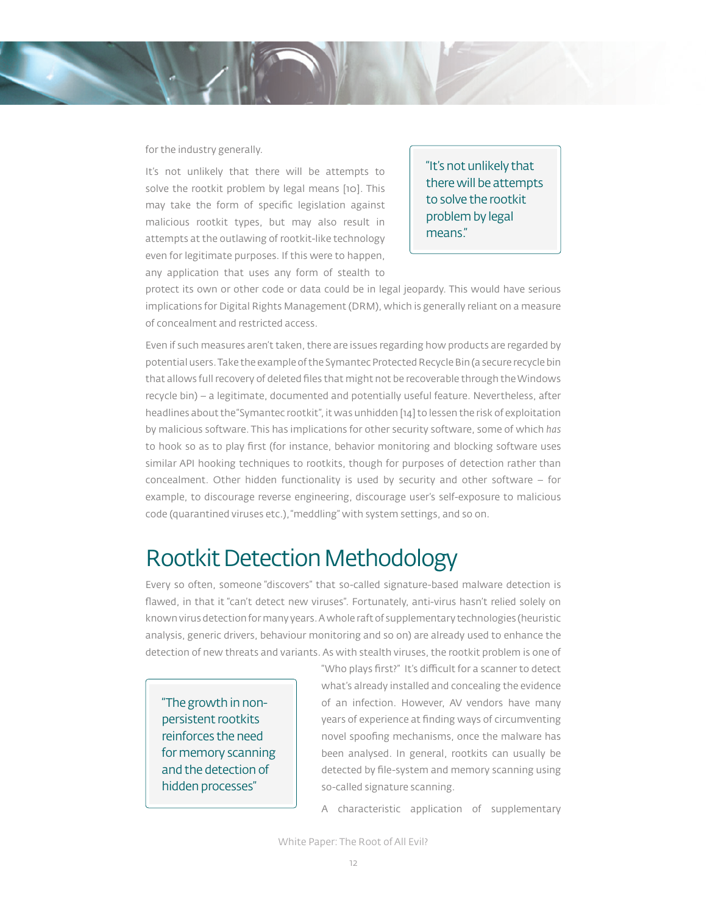for the industry generally.

It's not unlikely that there will be attempts to solve the rootkit problem by legal means [10]. This may take the form of specific legislation against malicious rootkit types, but may also result in attempts at the outlawing of rootkit-like technology even for legitimate purposes. If this were to happen, any application that uses any form of stealth to protect its own or other code or data could be in legal jeopardy. This would have serious implications for Digital Rights Management (DRM), which is generally reliant on a measure of concealment and restricted access.

> "It's not unlikely that there will be attempts to solve the rootkit problem by legal means."

Even if such measures aren't taken, there are issues regarding how products are regarded by potential users. Take the example of the Symantec Protected Recycle Bin (a secure recycle bin that allows full recovery of deleted files that might not be recoverable through the Windows recycle bin) – a legitimate, documented and potentially useful feature. Nevertheless, after headlines about the "Symantec rootkit", it was unhidden [14] to lessen the risk of exploitation by malicious software. This has implications for other security software, some of which *has* to hook so as to play first (for instance, behavior monitoring and blocking software uses similar API hooking techniques to rootkits, though for purposes of detection rather than concealment. Other hidden functionality is used by security and other software – for example, to discourage reverse engineering, discourage user's self-exposure to malicious code (quarantined viruses etc.), "meddling" with system settings, and so on.

## Rootkit Detection Methodology

Every so often, someone "discovers" that so-called signature-based malware detection is flawed, in that it "can't detect new viruses". Fortunately, anti-virus hasn't relied solely on known virus detection for many years. A whole raft of supplementary technologies (heuristic analysis, generic drivers, behaviour monitoring and so on) are already used to enhance the detection of new threats and variants. As with stealth viruses, the rootkit problem is one of "Who plays first?" It's difficult for a scanner to detect what's already installed and concealing the evidence of an infection. However, AV vendors have many years of experience at finding ways of circumventing novel spoofing mechanisms, once the malware has been analysed. In general, rootkits can usually be detected by file-system and memory scanning using so-called signature scanning.

> "The growth in non-persistent rootkits reinforces the need for memory scanning and the detection of hidden processes"

A characteristic application of supplementary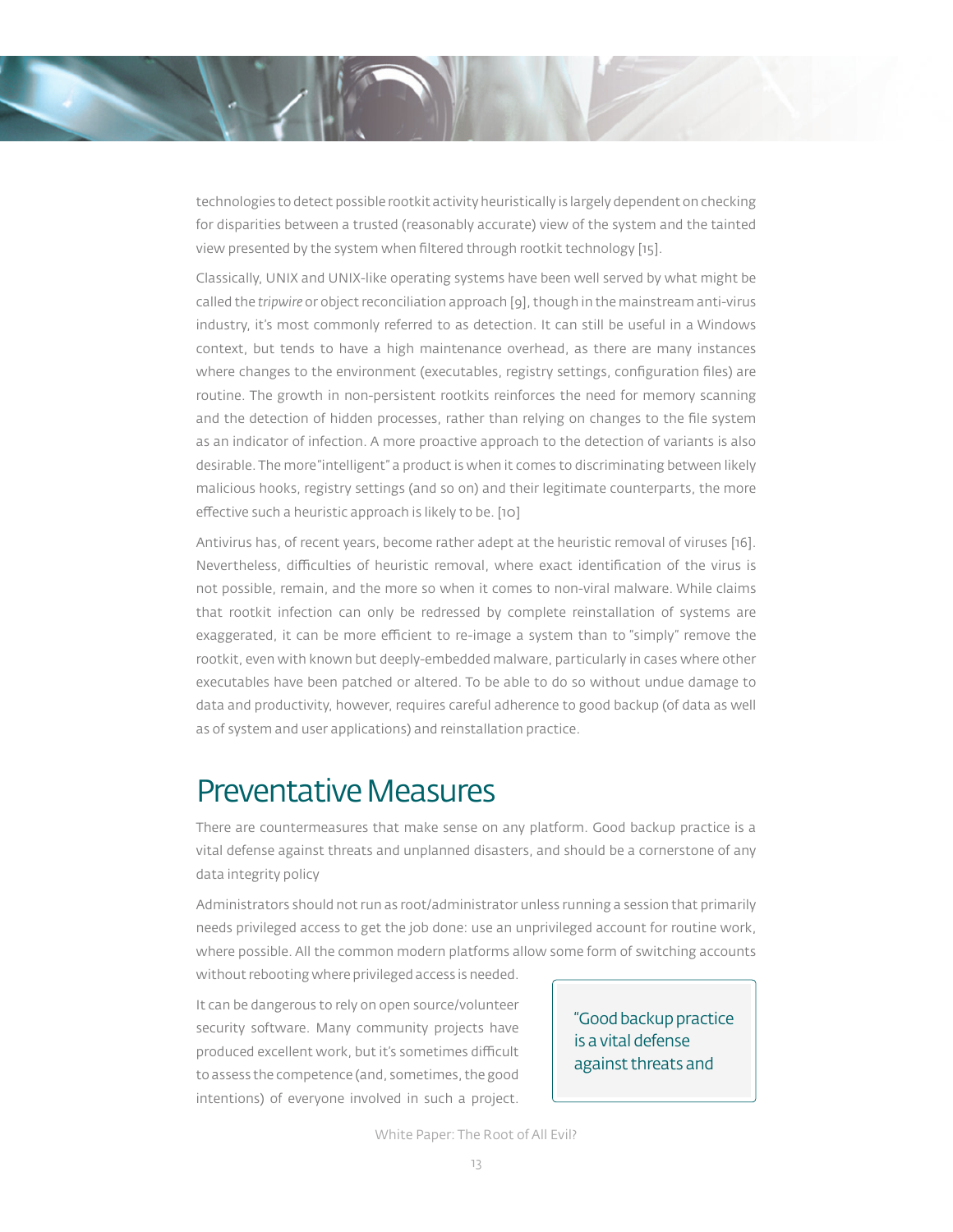technologies to detect possible rootkit activity heuristically is largely dependent on checking for disparities between a trusted (reasonably accurate) view of the system and the tainted view presented by the system when filtered through rootkit technology [15].

Classically, UNIX and UNIX-like operating systems have been well served by what might be called the *tripwire* or object reconciliation approach [9], though in the mainstream anti-virus industry, it's most commonly referred to as detection. It can still be useful in a Windows context, but tends to have a high maintenance overhead, as there are many instances where changes to the environment (executables, registry settings, configuration files) are routine. The growth in non-persistent rootkits reinforces the need for memory scanning and the detection of hidden processes, rather than relying on changes to the file system as an indicator of infection. A more proactive approach to the detection of variants is also desirable. The more "intelligent" a product is when it comes to discriminating between likely malicious hooks, registry settings (and so on) and their legitimate counterparts, the more effective such a heuristic approach is likely to be. [10]

Antivirus has, of recent years, become rather adept at the heuristic removal of viruses [16]. Nevertheless, difficulties of heuristic removal, where exact identification of the virus is not possible, remain, and the more so when it comes to non-viral malware. While claims that rootkit infection can only be redressed by complete reinstallation of systems are exaggerated, it can be more efficient to re-image a system than to "simply" remove the rootkit, even with known but deeply-embedded malware, particularly in cases where other executables have been patched or altered. To be able to do so without undue damage to data and productivity, however, requires careful adherence to good backup (of data as well as of system and user applications) and reinstallation practice.

## Preventative Measures

There are countermeasures that make sense on any platform. Good backup practice is a vital defense against threats and unplanned disasters, and should be a cornerstone of any data integrity policy

Administrators should not run as root/administrator unless running a session that primarily needs privileged access to get the job done: use an unprivileged account for routine work, where possible. All the common modern platforms allow some form of switching accounts without rebooting where privileged access is needed.

It can be dangerous to rely on open source/volunteer security software. Many community projects have produced excellent work, but it's sometimes difficult to assess the competence (and, sometimes, the good intentions) of everyone involved in such a project.

> "Good backup practice is a vital defense against threats and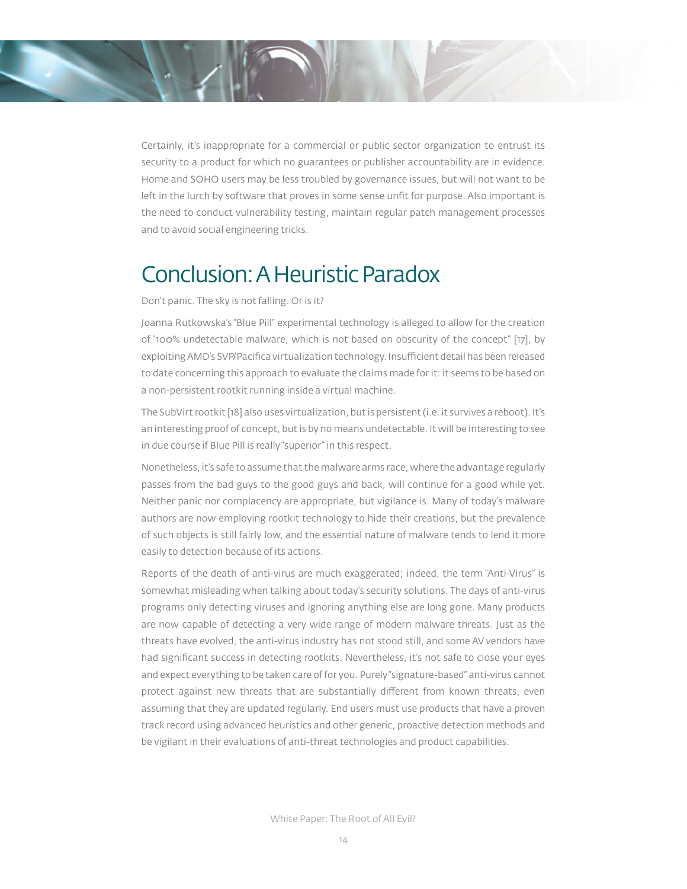Certainly, it's inappropriate for a commercial or public sector organization to entrust its security to a product for which no guarantees or publisher accountability are in evidence. Home and SOHO users may be less troubled by governance issues, but will not want to be left in the lurch by software that proves in some sense unfit for purpose. Also important is the need to conduct vulnerability testing, maintain regular patch management processes and to avoid social engineering tricks.

## Conclusion: A Heuristic Paradox

Don't panic. The sky is not falling. Or is it?

Joanna Rutkowska's "Blue Pill" experimental technology is alleged to allow for the creation of "100% undetectable malware, which is not based on obscurity of the concept" [17], by exploiting AMD's SVP/Pacifica virtualization technology. Insufficient detail has been released to date concerning this approach to evaluate the claims made for it: it seems to be based on a non-persistent rootkit running inside a virtual machine.

The SubVirt rootkit [18] also uses virtualization, but is persistent (i.e. it survives a reboot). It's an interesting proof of concept, but is by no means undetectable. It will be interesting to see in due course if Blue Pill is really "superior" in this respect.

Nonetheless, it's safe to assume that the malware arms race, where the advantage regularly passes from the bad guys to the good guys and back, will continue for a good while yet. Neither panic nor complacency are appropriate, but vigilance is. Many of today's malware authors are now employing rootkit technology to hide their creations, but the prevalence of such objects is still fairly low, and the essential nature of malware tends to lend it more easily to detection because of its actions.

Reports of the death of anti-virus are much exaggerated; indeed, the term "Anti-Virus" is somewhat misleading when talking about today's security solutions. The days of anti-virus programs only detecting viruses and ignoring anything else are long gone. Many products are now capable of detecting a very wide range of modern malware threats. Just as the threats have evolved, the anti-virus industry has not stood still, and some AV vendors have had significant success in detecting rootkits. Nevertheless, it's not safe to close your eyes and expect everything to be taken care of for you. Purely "signature-based" anti-virus cannot protect against new threats that are substantially different from known threats, even assuming that they are updated regularly. End users must use products that have a proven track record using advanced heuristics and other generic, proactive detection methods and be vigilant in their evaluations of anti-threat technologies and product capabilities.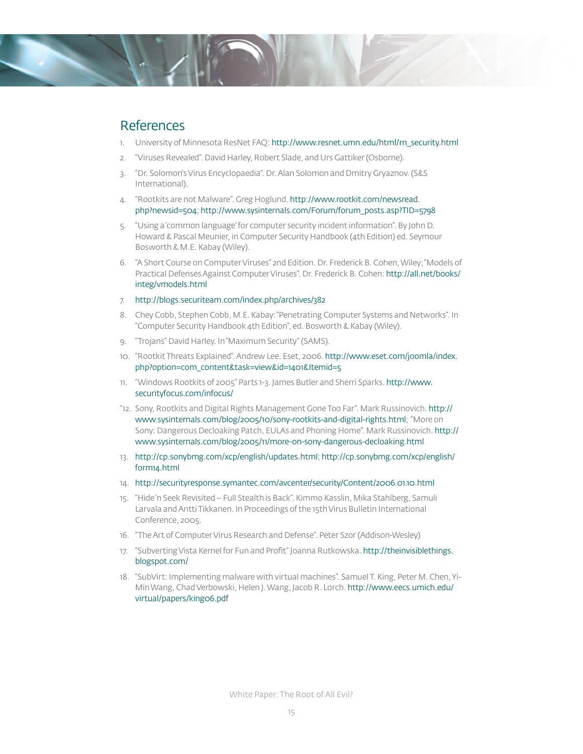## References

1. University of Minnesota ResNet FAQ: http://www.resnet.umn.edu/html/rn_security.html
2. "Viruses Revealed". David Harley, Robert Slade, and Urs Gattiker (Osborne).
3. "Dr. Solomon's Virus Encyclopaedia". Dr. Alan Solomon and Dmitry Gryaznov. (S&S International).
4. "Rootkits are not Malware". Greg Hoglund. http://www.rootkit.com/newsread.php?newsid=504; http://www.sysinternals.com/Forum/forum_posts.asp?TID=5798
5. "Using a 'common language' for computer security incident information". By John D. Howard & Pascal Meunier, in Computer Security Handbook (4th Edition) ed. Seymour Bosworth & M.E. Kabay (Wiley).
6. "A Short Course on Computer Viruses" 2nd Edition. Dr. Frederick B. Cohen, Wiley; "Models of Practical Defenses Against Computer Viruses". Dr. Frederick B. Cohen: http://all.net/books/integ/vmodels.html
7. http://blogs.securiteam.com/index.php/archives/382
8. Chey Cobb, Stephen Cobb, M.E. Kabay: "Penetrating Computer Systems and Networks". In "Computer Security Handbook 4th Edition", ed. Bosworth & Kabay (Wiley).
9. "Trojans" David Harley. In "Maximum Security" (SAMS).
10. "Rootkit Threats Explained". Andrew Lee. Eset, 2006. http://www.eset.com/joomla/index.php?option=com_content&task=view&id=1401&Itemid=5
11. "Windows Rootkits of 2005" Parts 1-3. James Butler and Sherri Sparks. http://www.securityfocus.com/infocus/
12. "Sony, Rootkits and Digital Rights Management Gone Too Far". Mark Russinovich. http://www.sysinternals.com/blog/2005/10/sony-rootkits-and-digital-rights.html; "More on Sony: Dangerous Decloaking Patch, EULAs and Phoning Home". Mark Russinovich. http://www.sysinternals.com/blog/2005/11/more-on-sony-dangerous-decloaking.html
13. http://cp.sonybmg.com/xcp/english/updates.html; http://cp.sonybmg.com/xcp/english/form14.html
14. http://securityresponse.symantec.com/avcenter/security/Content/2006.01.10.html
15. "Hide 'n Seek Revisited – Full Stealth is Back". Kimmo Kasslin, Mika Stahlberg, Samuli Larvala and Antti Tikkanen. In Proceedings of the 15th Virus Bulletin International Conference, 2005.
16. "The Art of Computer Virus Research and Defense". Peter Szor (Addison-Wesley)
17. "Subverting Vista Kernel for Fun and Profit" Joanna Rutkowska. http://theinvisiblethings.blogspot.com/
18. "SubVirt: Implementing malware with virtual machines". Samuel T. King, Peter M. Chen, Yi-Min Wang, Chad Verbowski, Helen J. Wang, Jacob R. Lorch. http://www.eecs.umich.edu/virtual/papers/king06.pdf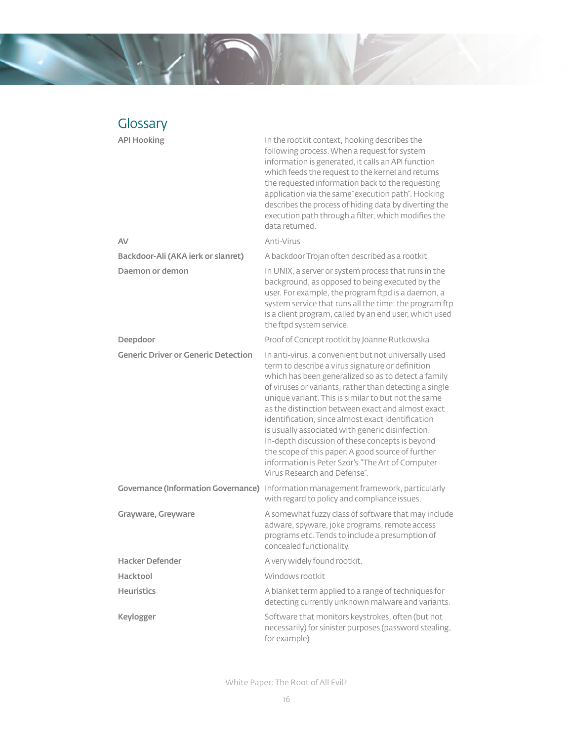## Glossary

| | |
|---|---|
| **API Hooking** | In the rootkit context, hooking describes the following process. When a request for system information is generated, it calls an API function which feeds the request to the kernel and returns the requested information back to the requesting application via the same "execution path". Hooking describes the process of hiding data by diverting the execution path through a filter, which modifies the data returned. |
| **AV** | Anti-Virus |
| **Backdoor-Ali (AKA ierk or slanret)** | A backdoor Trojan often described as a rootkit |
| **Daemon or demon** | In UNIX, a server or system process that runs in the background, as opposed to being executed by the user. For example, the program ftpd is a daemon, a system service that runs all the time: the program ftp is a client program, called by an end user, which used the ftpd system service. |
| **Deepdoor** | Proof of Concept rootkit by Joanne Rutkowska |
| **Generic Driver or Generic Detection** | In anti-virus, a convenient but not universally used term to describe a virus signature or definition which has been generalized so as to detect a family of viruses or variants, rather than detecting a single unique variant. This is similar to but not the same as the distinction between exact and almost exact identification, since almost exact identification is usually associated with generic disinfection. In-depth discussion of these concepts is beyond the scope of this paper. A good source of further information is Peter Szor's "The Art of Computer Virus Research and Defense". |
| **Governance (Information Governance)** | Information management framework, particularly with regard to policy and compliance issues. |
| **Grayware, Greyware** | A somewhat fuzzy class of software that may include adware, spyware, joke programs, remote access programs etc. Tends to include a presumption of concealed functionality. |
| **Hacker Defender** | A very widely found rootkit. |
| **Hacktool** | Windows rootkit |
| **Heuristics** | A blanket term applied to a range of techniques for detecting currently unknown malware and variants. |
| **Keylogger** | Software that monitors keystrokes, often (but not necessarily) for sinister purposes (password stealing, for example) |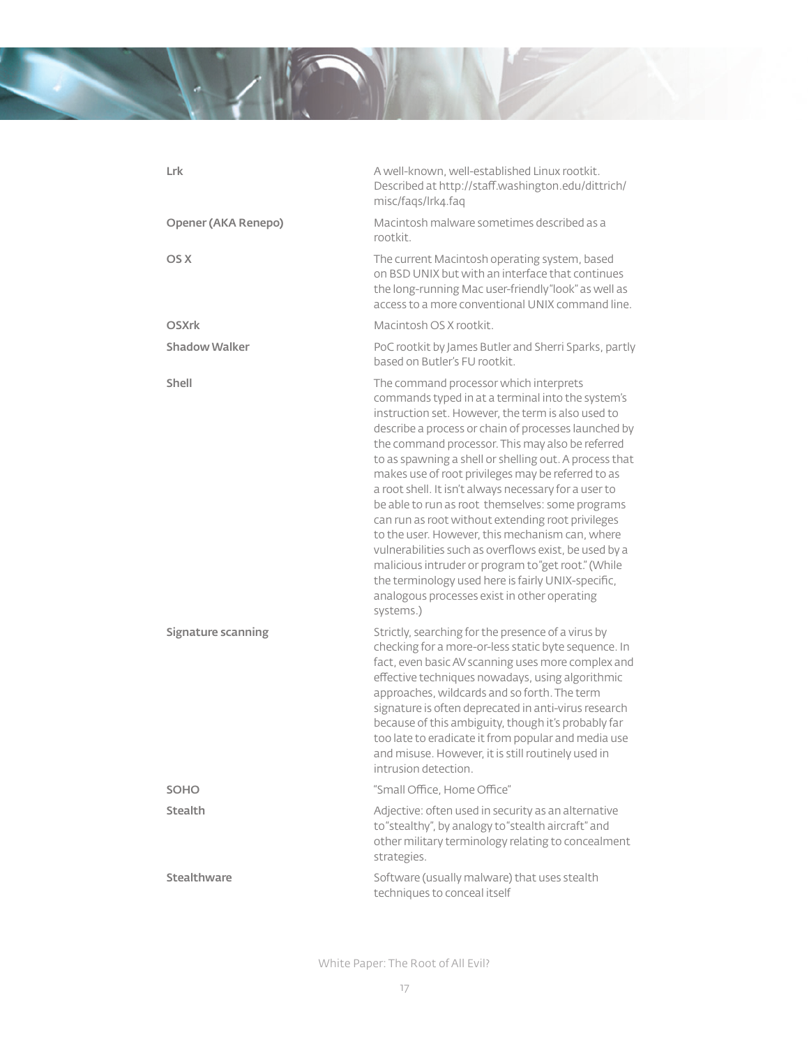| | |
|---|---|
| **Lrk** | A well-known, well-established Linux rootkit. Described at http://staff.washington.edu/dittrich/misc/faqs/lrk4.faq |
| **Opener (AKA Renepo)** | Macintosh malware sometimes described as a rootkit. |
| **OS X** | The current Macintosh operating system, based on BSD UNIX but with an interface that continues the long-running Mac user-friendly "look" as well as access to a more conventional UNIX command line. |
| **OSXrk** | Macintosh OS X rootkit. |
| **Shadow Walker** | PoC rootkit by James Butler and Sherri Sparks, partly based on Butler's FU rootkit. |
| **Shell** | The command processor which interprets commands typed in at a terminal into the system's instruction set. However, the term is also used to describe a process or chain of processes launched by the command processor. This may also be referred to as spawning a shell or shelling out. A process that makes use of root privileges may be referred to as a root shell. It isn't always necessary for a user to be able to run as root themselves: some programs can run as root without extending root privileges to the user. However, this mechanism can, where vulnerabilities such as overflows exist, be used by a malicious intruder or program to "get root." (While the terminology used here is fairly UNIX-specific, analogous processes exist in other operating systems.) |
| **Signature scanning** | Strictly, searching for the presence of a virus by checking for a more-or-less static byte sequence. In fact, even basic AV scanning uses more complex and effective techniques nowadays, using algorithmic approaches, wildcards and so forth. The term signature is often deprecated in anti-virus research because of this ambiguity, though it's probably far too late to eradicate it from popular and media use and misuse. However, it is still routinely used in intrusion detection. |
| **SOHO** | "Small Office, Home Office" |
| **Stealth** | Adjective: often used in security as an alternative to "stealthy", by analogy to "stealth aircraft" and other military terminology relating to concealment strategies. |
| **Stealthware** | Software (usually malware) that uses stealth techniques to conceal itself |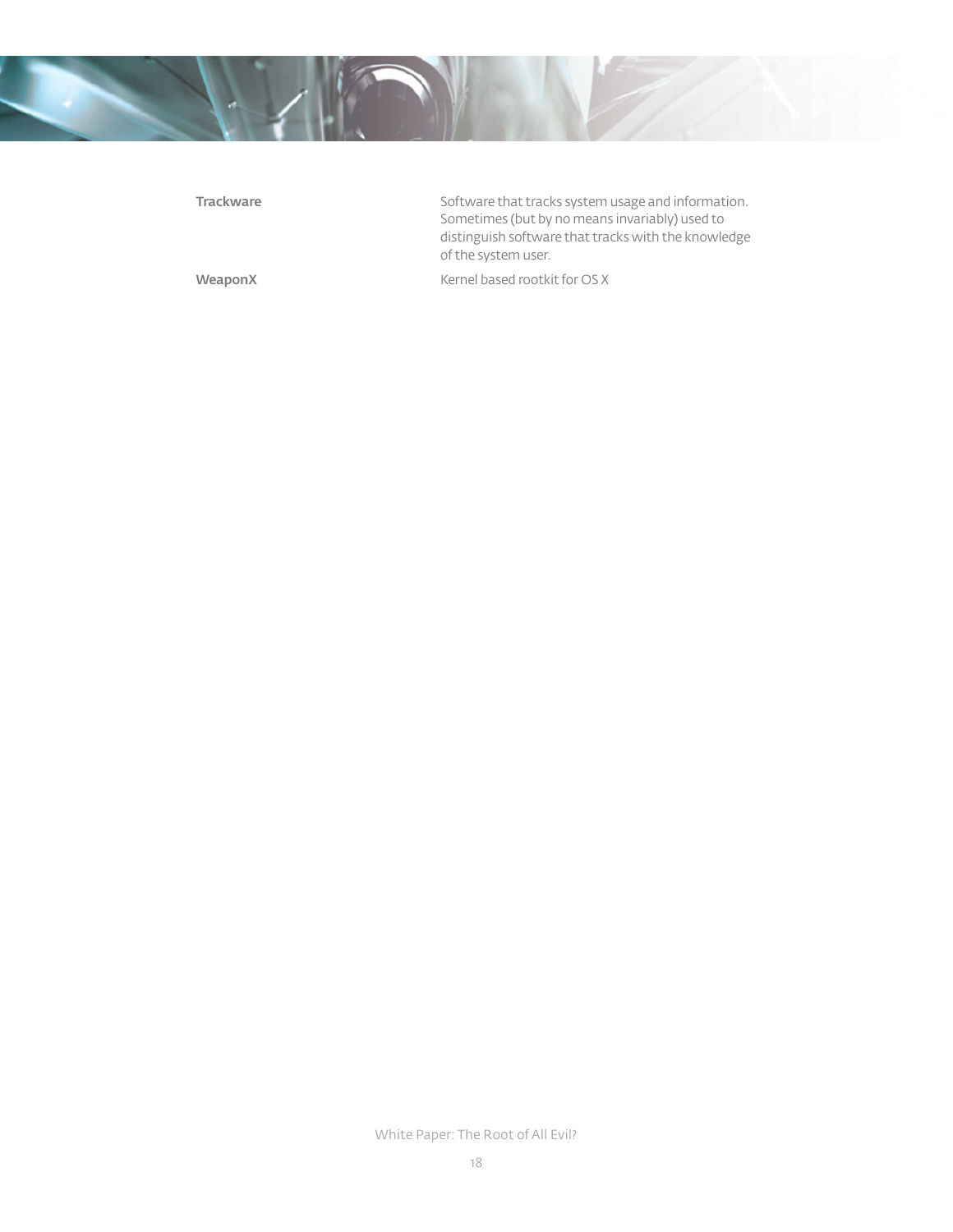| | |
|---|---|
| **Trackware** | Software that tracks system usage and information. Sometimes (but by no means invariably) used to distinguish software that tracks with the knowledge of the system user. |
| **WeaponX** | Kernel based rootkit for OS X |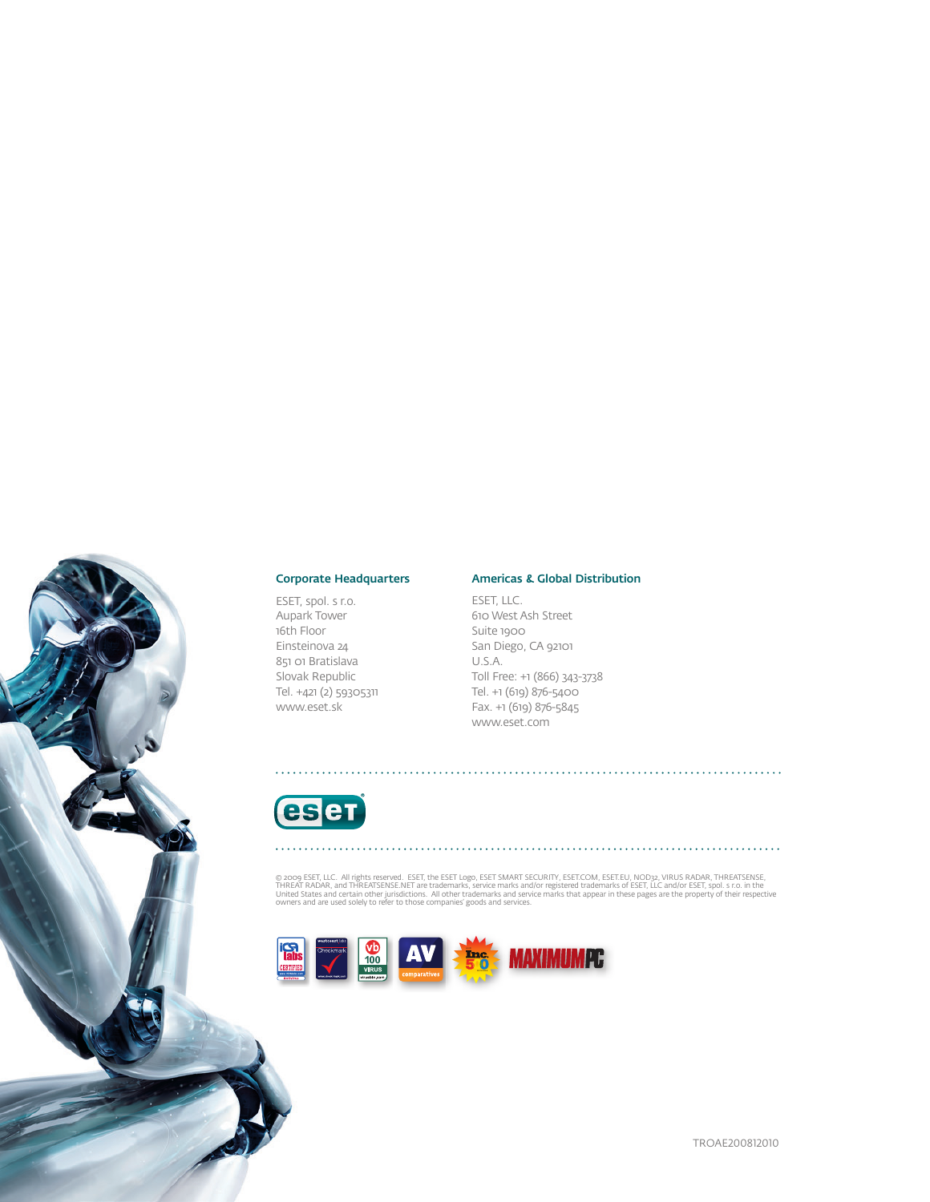### Corporate Headquarters

ESET, spol. s r.o.
Aupark Tower
16th Floor
Einsteinova 24
851 01 Bratislava
Slovak Republic
Tel. +421 (2) 59305311
www.eset.sk

### Americas & Global Distribution

ESET, LLC.
610 West Ash Street
Suite 1900
San Diego, CA 92101
U.S.A.
Toll Free: +1 (866) 343-3738
Tel. +1 (619) 876-5400
Fax. +1 (619) 876-5845
www.eset.com

© 2009 ESET, LLC. All rights reserved. ESET, the ESET Logo, ESET SMART SECURITY, ESET.COM, ESET.EU, NOD32, VIRUS RADAR, THREATSENSE, THREAT RADAR, and THREATSENSE.NET are trademarks, service marks and/or registered trademarks of ESET, LLC and/or ESET, spol. s r.o. in the United States and certain other jurisdictions. All other trademarks and service marks that appear in these pages are the property of their respective owners and are used solely to refer to those companies' goods and services.

TROAE200812010